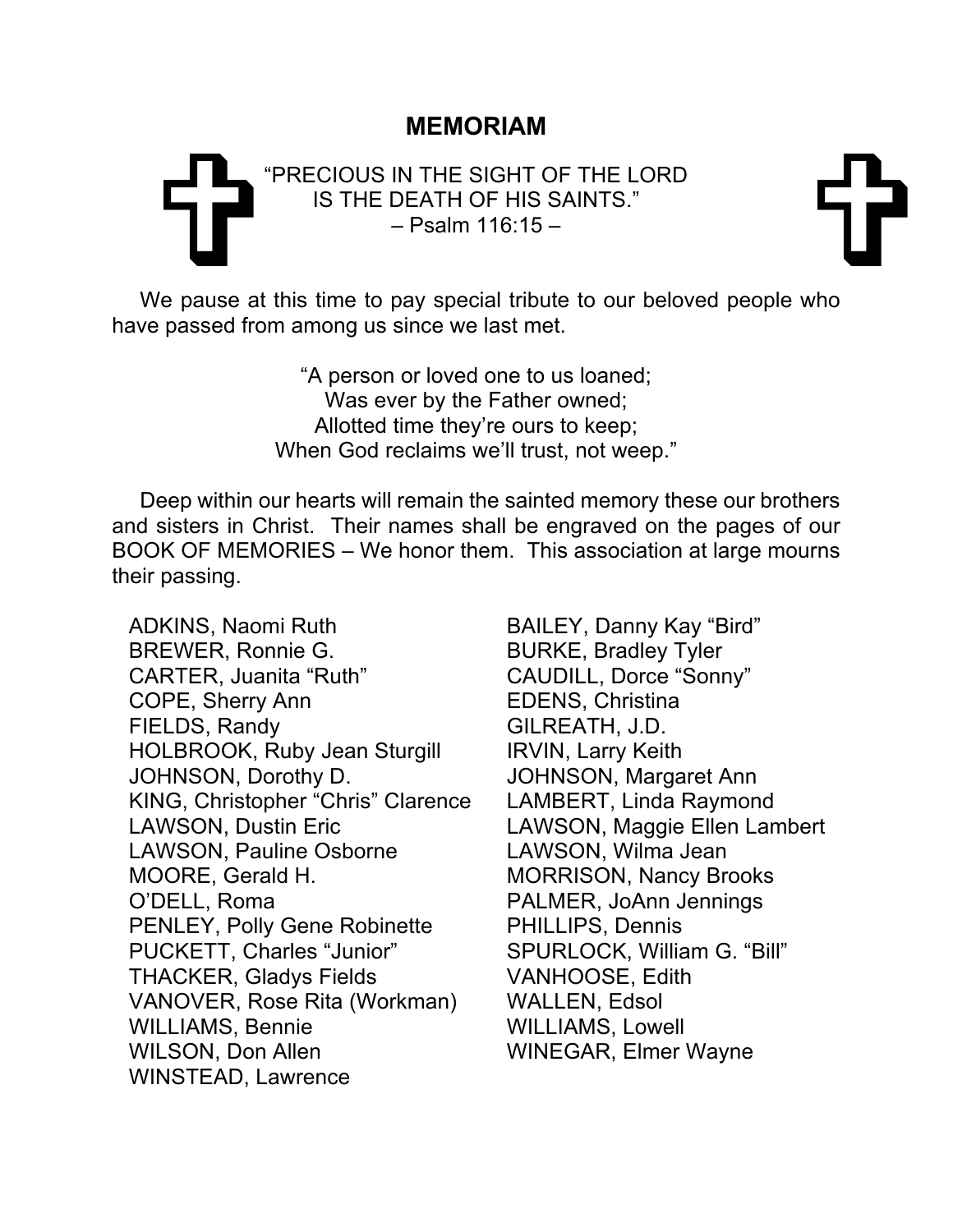# MEMORIAM

"PRECIOUS IN THE SIGHT OF THE LORD
IS THE DEATH OF HIS SAINTS."
– Psalm 116:15 –

We pause at this time to pay special tribute to our beloved people who have passed from among us since we last met.

"A person or loved one to us loaned;
Was ever by the Father owned;
Allotted time they're ours to keep;
When God reclaims we'll trust, not weep."

Deep within our hearts will remain the sainted memory these our brothers and sisters in Christ. Their names shall be engraved on the pages of our BOOK OF MEMORIES – We honor them. This association at large mourns their passing.

ADKINS, Naomi Ruth
BAILEY, Danny Kay "Bird"
BREWER, Ronnie G.
BURKE, Bradley Tyler
CARTER, Juanita "Ruth"
CAUDILL, Dorce "Sonny"
COPE, Sherry Ann
EDENS, Christina
FIELDS, Randy
GILREATH, J.D.
HOLBROOK, Ruby Jean Sturgill
IRVIN, Larry Keith
JOHNSON, Dorothy D.
JOHNSON, Margaret Ann
KING, Christopher "Chris" Clarence
LAMBERT, Linda Raymond
LAWSON, Dustin Eric
LAWSON, Maggie Ellen Lambert
LAWSON, Pauline Osborne
LAWSON, Wilma Jean
MOORE, Gerald H.
MORRISON, Nancy Brooks
O'DELL, Roma
PALMER, JoAnn Jennings
PENLEY, Polly Gene Robinette
PHILLIPS, Dennis
PUCKETT, Charles "Junior"
SPURLOCK, William G. "Bill"
THACKER, Gladys Fields
VANHOOSE, Edith
VANOVER, Rose Rita (Workman)
WALLEN, Edsol
WILLIAMS, Bennie
WILLIAMS, Lowell
WILSON, Don Allen
WINEGAR, Elmer Wayne
WINSTEAD, Lawrence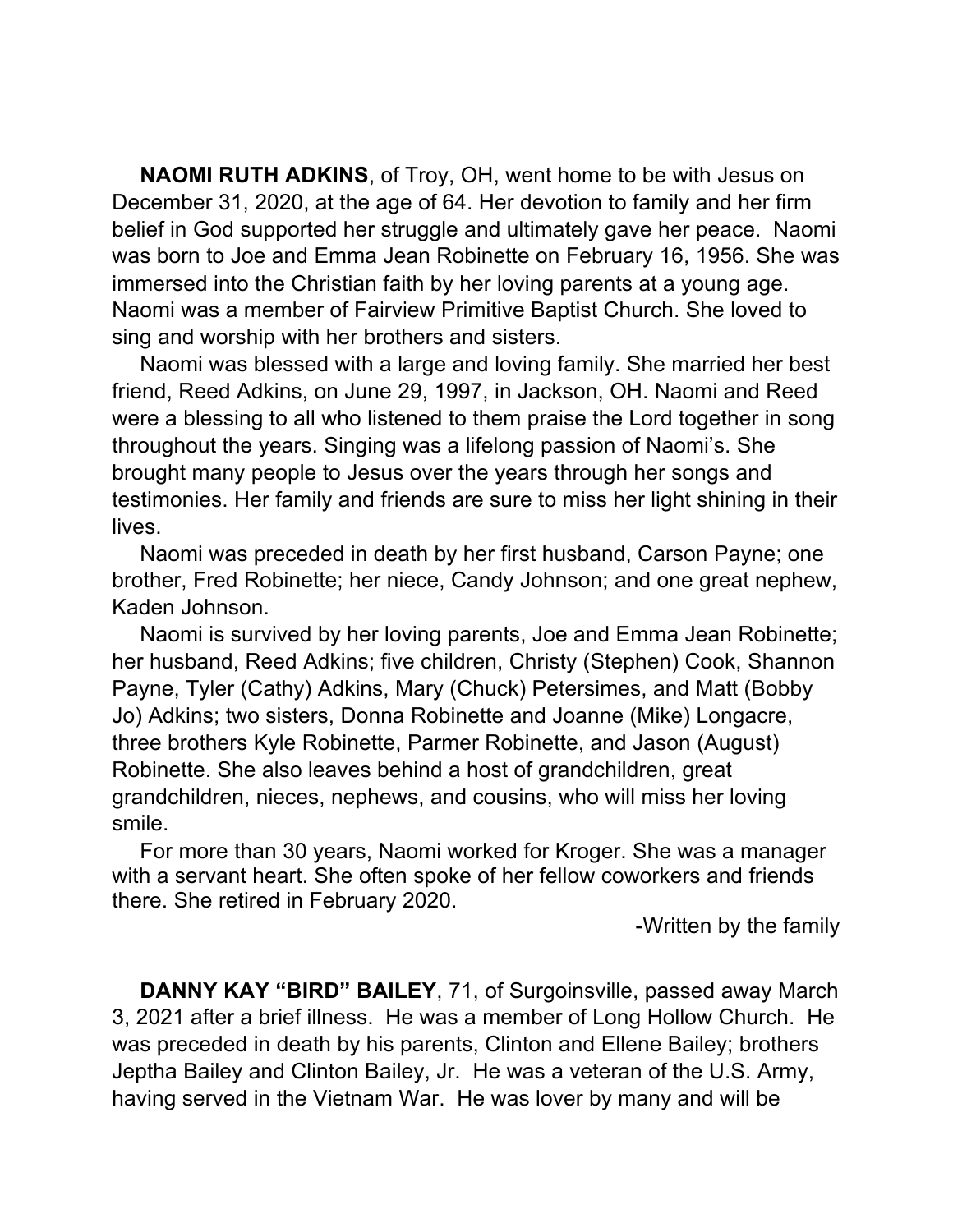**NAOMI RUTH ADKINS**, of Troy, OH, went home to be with Jesus on December 31, 2020, at the age of 64. Her devotion to family and her firm belief in God supported her struggle and ultimately gave her peace. Naomi was born to Joe and Emma Jean Robinette on February 16, 1956. She was immersed into the Christian faith by her loving parents at a young age. Naomi was a member of Fairview Primitive Baptist Church. She loved to sing and worship with her brothers and sisters.

Naomi was blessed with a large and loving family. She married her best friend, Reed Adkins, on June 29, 1997, in Jackson, OH. Naomi and Reed were a blessing to all who listened to them praise the Lord together in song throughout the years. Singing was a lifelong passion of Naomi's. She brought many people to Jesus over the years through her songs and testimonies. Her family and friends are sure to miss her light shining in their lives.

Naomi was preceded in death by her first husband, Carson Payne; one brother, Fred Robinette; her niece, Candy Johnson; and one great nephew, Kaden Johnson.

Naomi is survived by her loving parents, Joe and Emma Jean Robinette; her husband, Reed Adkins; five children, Christy (Stephen) Cook, Shannon Payne, Tyler (Cathy) Adkins, Mary (Chuck) Petersimes, and Matt (Bobby Jo) Adkins; two sisters, Donna Robinette and Joanne (Mike) Longacre, three brothers Kyle Robinette, Parmer Robinette, and Jason (August) Robinette. She also leaves behind a host of grandchildren, great grandchildren, nieces, nephews, and cousins, who will miss her loving smile.

For more than 30 years, Naomi worked for Kroger. She was a manager with a servant heart. She often spoke of her fellow coworkers and friends there. She retired in February 2020.

-Written by the family

**DANNY KAY "BIRD" BAILEY**, 71, of Surgoinsville, passed away March 3, 2021 after a brief illness. He was a member of Long Hollow Church. He was preceded in death by his parents, Clinton and Ellene Bailey; brothers Jeptha Bailey and Clinton Bailey, Jr. He was a veteran of the U.S. Army, having served in the Vietnam War. He was lover by many and will be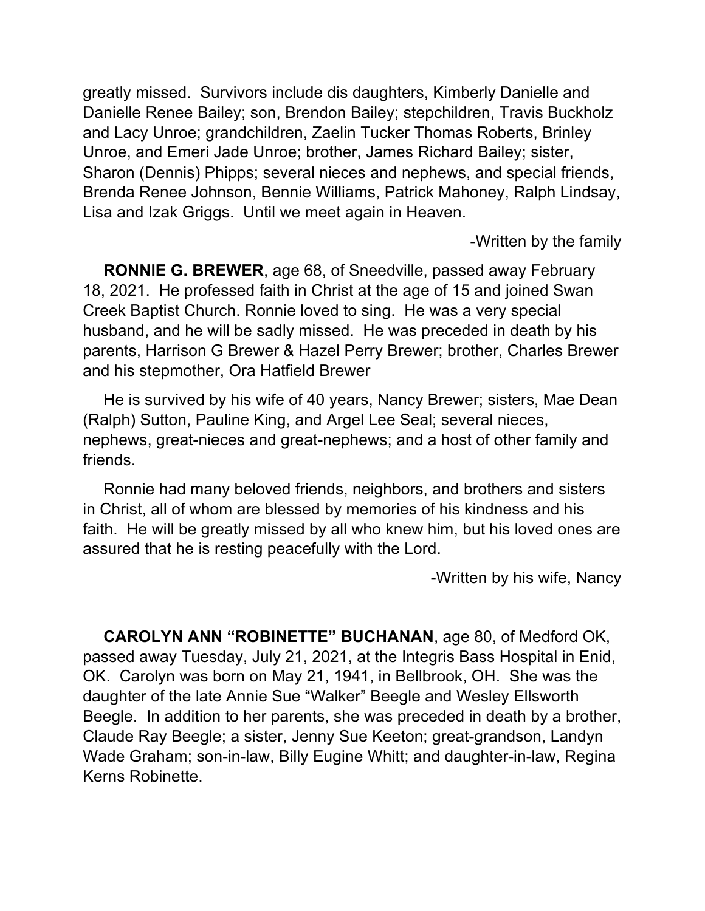greatly missed. Survivors include dis daughters, Kimberly Danielle and Danielle Renee Bailey; son, Brendon Bailey; stepchildren, Travis Buckholz and Lacy Unroe; grandchildren, Zaelin Tucker Thomas Roberts, Brinley Unroe, and Emeri Jade Unroe; brother, James Richard Bailey; sister, Sharon (Dennis) Phipps; several nieces and nephews, and special friends, Brenda Renee Johnson, Bennie Williams, Patrick Mahoney, Ralph Lindsay, Lisa and Izak Griggs. Until we meet again in Heaven.

-Written by the family

**RONNIE G. BREWER**, age 68, of Sneedville, passed away February 18, 2021. He professed faith in Christ at the age of 15 and joined Swan Creek Baptist Church. Ronnie loved to sing. He was a very special husband, and he will be sadly missed. He was preceded in death by his parents, Harrison G Brewer & Hazel Perry Brewer; brother, Charles Brewer and his stepmother, Ora Hatfield Brewer

He is survived by his wife of 40 years, Nancy Brewer; sisters, Mae Dean (Ralph) Sutton, Pauline King, and Argel Lee Seal; several nieces, nephews, great-nieces and great-nephews; and a host of other family and friends.

Ronnie had many beloved friends, neighbors, and brothers and sisters in Christ, all of whom are blessed by memories of his kindness and his faith. He will be greatly missed by all who knew him, but his loved ones are assured that he is resting peacefully with the Lord.

-Written by his wife, Nancy

**CAROLYN ANN "ROBINETTE" BUCHANAN**, age 80, of Medford OK, passed away Tuesday, July 21, 2021, at the Integris Bass Hospital in Enid, OK. Carolyn was born on May 21, 1941, in Bellbrook, OH. She was the daughter of the late Annie Sue "Walker" Beegle and Wesley Ellsworth Beegle. In addition to her parents, she was preceded in death by a brother, Claude Ray Beegle; a sister, Jenny Sue Keeton; great-grandson, Landyn Wade Graham; son-in-law, Billy Eugine Whitt; and daughter-in-law, Regina Kerns Robinette.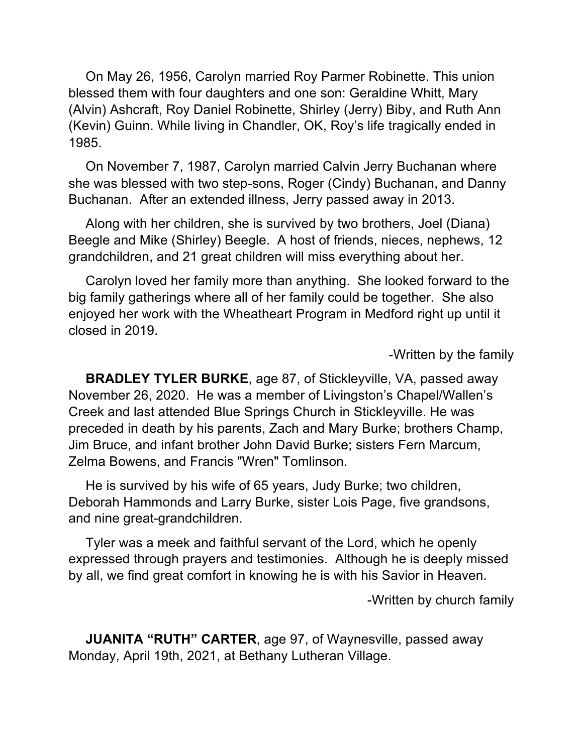On May 26, 1956, Carolyn married Roy Parmer Robinette. This union blessed them with four daughters and one son: Geraldine Whitt, Mary (Alvin) Ashcraft, Roy Daniel Robinette, Shirley (Jerry) Biby, and Ruth Ann (Kevin) Guinn. While living in Chandler, OK, Roy's life tragically ended in 1985.

On November 7, 1987, Carolyn married Calvin Jerry Buchanan where she was blessed with two step-sons, Roger (Cindy) Buchanan, and Danny Buchanan. After an extended illness, Jerry passed away in 2013.

Along with her children, she is survived by two brothers, Joel (Diana) Beegle and Mike (Shirley) Beegle. A host of friends, nieces, nephews, 12 grandchildren, and 21 great children will miss everything about her.

Carolyn loved her family more than anything. She looked forward to the big family gatherings where all of her family could be together. She also enjoyed her work with the Wheatheart Program in Medford right up until it closed in 2019.

-Written by the family

**BRADLEY TYLER BURKE**, age 87, of Stickleyville, VA, passed away November 26, 2020. He was a member of Livingston's Chapel/Wallen's Creek and last attended Blue Springs Church in Stickleyville. He was preceded in death by his parents, Zach and Mary Burke; brothers Champ, Jim Bruce, and infant brother John David Burke; sisters Fern Marcum, Zelma Bowens, and Francis "Wren" Tomlinson.

He is survived by his wife of 65 years, Judy Burke; two children, Deborah Hammonds and Larry Burke, sister Lois Page, five grandsons, and nine great-grandchildren.

Tyler was a meek and faithful servant of the Lord, which he openly expressed through prayers and testimonies. Although he is deeply missed by all, we find great comfort in knowing he is with his Savior in Heaven.

-Written by church family

**JUANITA "RUTH" CARTER**, age 97, of Waynesville, passed away Monday, April 19th, 2021, at Bethany Lutheran Village.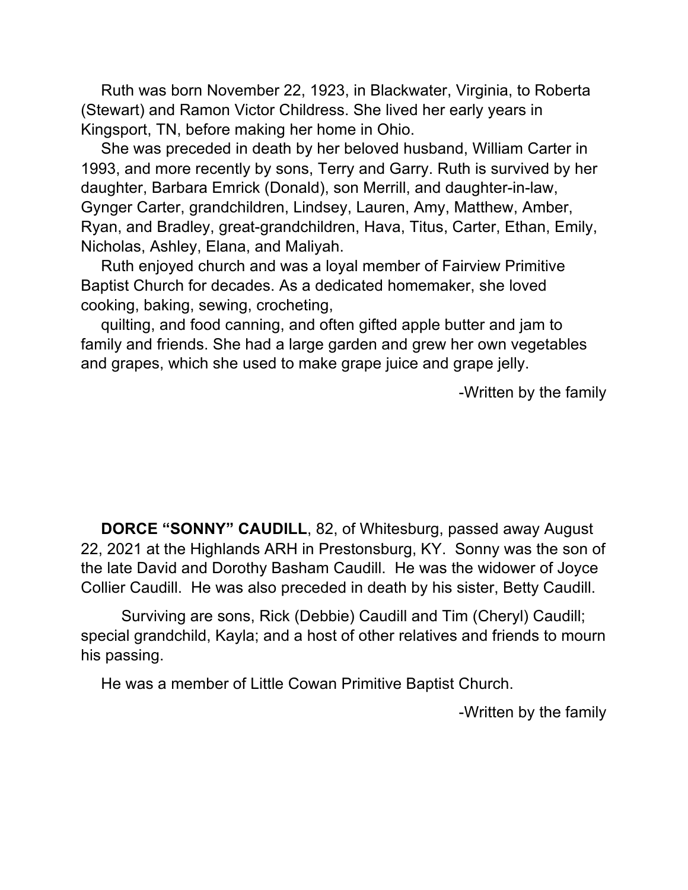Ruth was born November 22, 1923, in Blackwater, Virginia, to Roberta (Stewart) and Ramon Victor Childress. She lived her early years in Kingsport, TN, before making her home in Ohio.

She was preceded in death by her beloved husband, William Carter in 1993, and more recently by sons, Terry and Garry. Ruth is survived by her daughter, Barbara Emrick (Donald), son Merrill, and daughter-in-law, Gynger Carter, grandchildren, Lindsey, Lauren, Amy, Matthew, Amber, Ryan, and Bradley, great-grandchildren, Hava, Titus, Carter, Ethan, Emily, Nicholas, Ashley, Elana, and Maliyah.

Ruth enjoyed church and was a loyal member of Fairview Primitive Baptist Church for decades. As a dedicated homemaker, she loved cooking, baking, sewing, crocheting,

quilting, and food canning, and often gifted apple butter and jam to family and friends. She had a large garden and grew her own vegetables and grapes, which she used to make grape juice and grape jelly.

-Written by the family

**DORCE "SONNY" CAUDILL**, 82, of Whitesburg, passed away August 22, 2021 at the Highlands ARH in Prestonsburg, KY. Sonny was the son of the late David and Dorothy Basham Caudill. He was the widower of Joyce Collier Caudill. He was also preceded in death by his sister, Betty Caudill.

Surviving are sons, Rick (Debbie) Caudill and Tim (Cheryl) Caudill; special grandchild, Kayla; and a host of other relatives and friends to mourn his passing.

He was a member of Little Cowan Primitive Baptist Church.

-Written by the family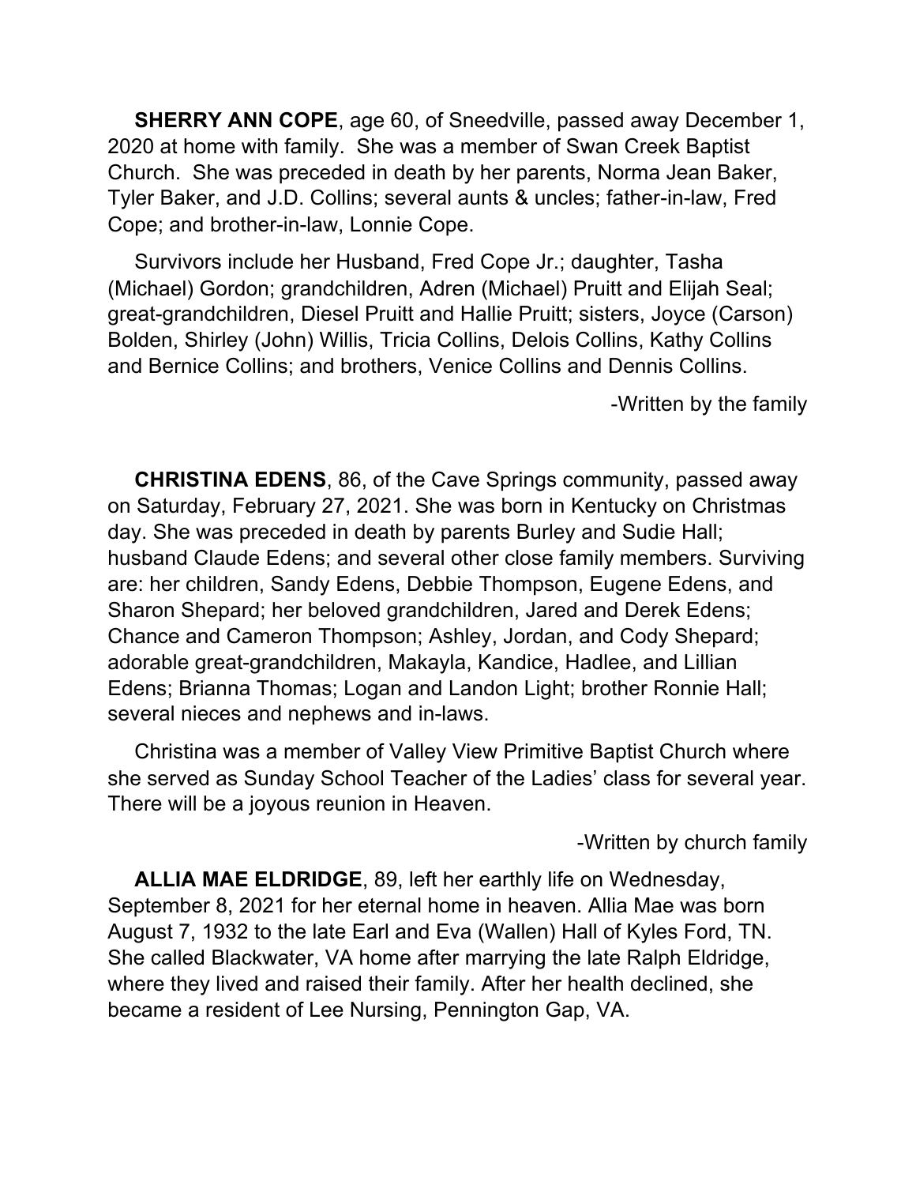**SHERRY ANN COPE**, age 60, of Sneedville, passed away December 1, 2020 at home with family. She was a member of Swan Creek Baptist Church. She was preceded in death by her parents, Norma Jean Baker, Tyler Baker, and J.D. Collins; several aunts & uncles; father-in-law, Fred Cope; and brother-in-law, Lonnie Cope.

Survivors include her Husband, Fred Cope Jr.; daughter, Tasha (Michael) Gordon; grandchildren, Adren (Michael) Pruitt and Elijah Seal; great-grandchildren, Diesel Pruitt and Hallie Pruitt; sisters, Joyce (Carson) Bolden, Shirley (John) Willis, Tricia Collins, Delois Collins, Kathy Collins and Bernice Collins; and brothers, Venice Collins and Dennis Collins.

-Written by the family

**CHRISTINA EDENS**, 86, of the Cave Springs community, passed away on Saturday, February 27, 2021. She was born in Kentucky on Christmas day. She was preceded in death by parents Burley and Sudie Hall; husband Claude Edens; and several other close family members. Surviving are: her children, Sandy Edens, Debbie Thompson, Eugene Edens, and Sharon Shepard; her beloved grandchildren, Jared and Derek Edens; Chance and Cameron Thompson; Ashley, Jordan, and Cody Shepard; adorable great-grandchildren, Makayla, Kandice, Hadlee, and Lillian Edens; Brianna Thomas; Logan and Landon Light; brother Ronnie Hall; several nieces and nephews and in-laws.

Christina was a member of Valley View Primitive Baptist Church where she served as Sunday School Teacher of the Ladies' class for several year. There will be a joyous reunion in Heaven.

-Written by church family

**ALLIA MAE ELDRIDGE**, 89, left her earthly life on Wednesday, September 8, 2021 for her eternal home in heaven. Allia Mae was born August 7, 1932 to the late Earl and Eva (Wallen) Hall of Kyles Ford, TN. She called Blackwater, VA home after marrying the late Ralph Eldridge, where they lived and raised their family. After her health declined, she became a resident of Lee Nursing, Pennington Gap, VA.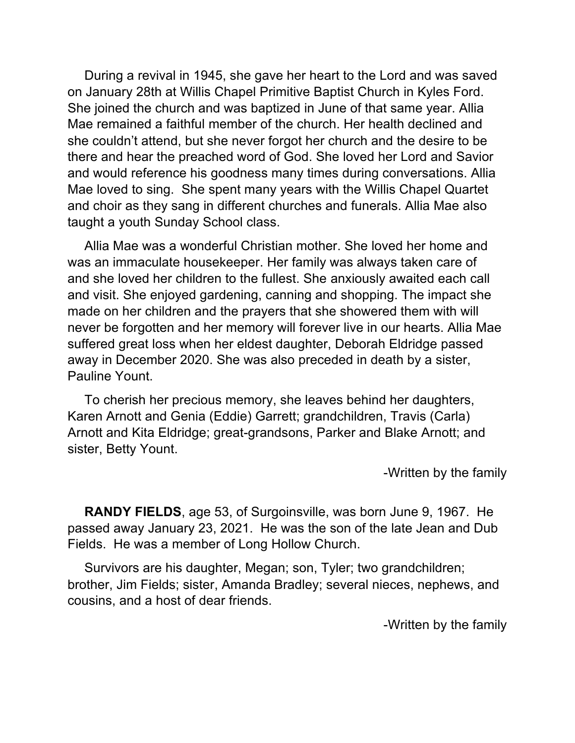During a revival in 1945, she gave her heart to the Lord and was saved on January 28th at Willis Chapel Primitive Baptist Church in Kyles Ford. She joined the church and was baptized in June of that same year. Allia Mae remained a faithful member of the church. Her health declined and she couldn't attend, but she never forgot her church and the desire to be there and hear the preached word of God. She loved her Lord and Savior and would reference his goodness many times during conversations. Allia Mae loved to sing. She spent many years with the Willis Chapel Quartet and choir as they sang in different churches and funerals. Allia Mae also taught a youth Sunday School class.

Allia Mae was a wonderful Christian mother. She loved her home and was an immaculate housekeeper. Her family was always taken care of and she loved her children to the fullest. She anxiously awaited each call and visit. She enjoyed gardening, canning and shopping. The impact she made on her children and the prayers that she showered them with will never be forgotten and her memory will forever live in our hearts. Allia Mae suffered great loss when her eldest daughter, Deborah Eldridge passed away in December 2020. She was also preceded in death by a sister, Pauline Yount.

To cherish her precious memory, she leaves behind her daughters, Karen Arnott and Genia (Eddie) Garrett; grandchildren, Travis (Carla) Arnott and Kita Eldridge; great-grandsons, Parker and Blake Arnott; and sister, Betty Yount.

-Written by the family

**RANDY FIELDS**, age 53, of Surgoinsville, was born June 9, 1967. He passed away January 23, 2021. He was the son of the late Jean and Dub Fields. He was a member of Long Hollow Church.

Survivors are his daughter, Megan; son, Tyler; two grandchildren; brother, Jim Fields; sister, Amanda Bradley; several nieces, nephews, and cousins, and a host of dear friends.

-Written by the family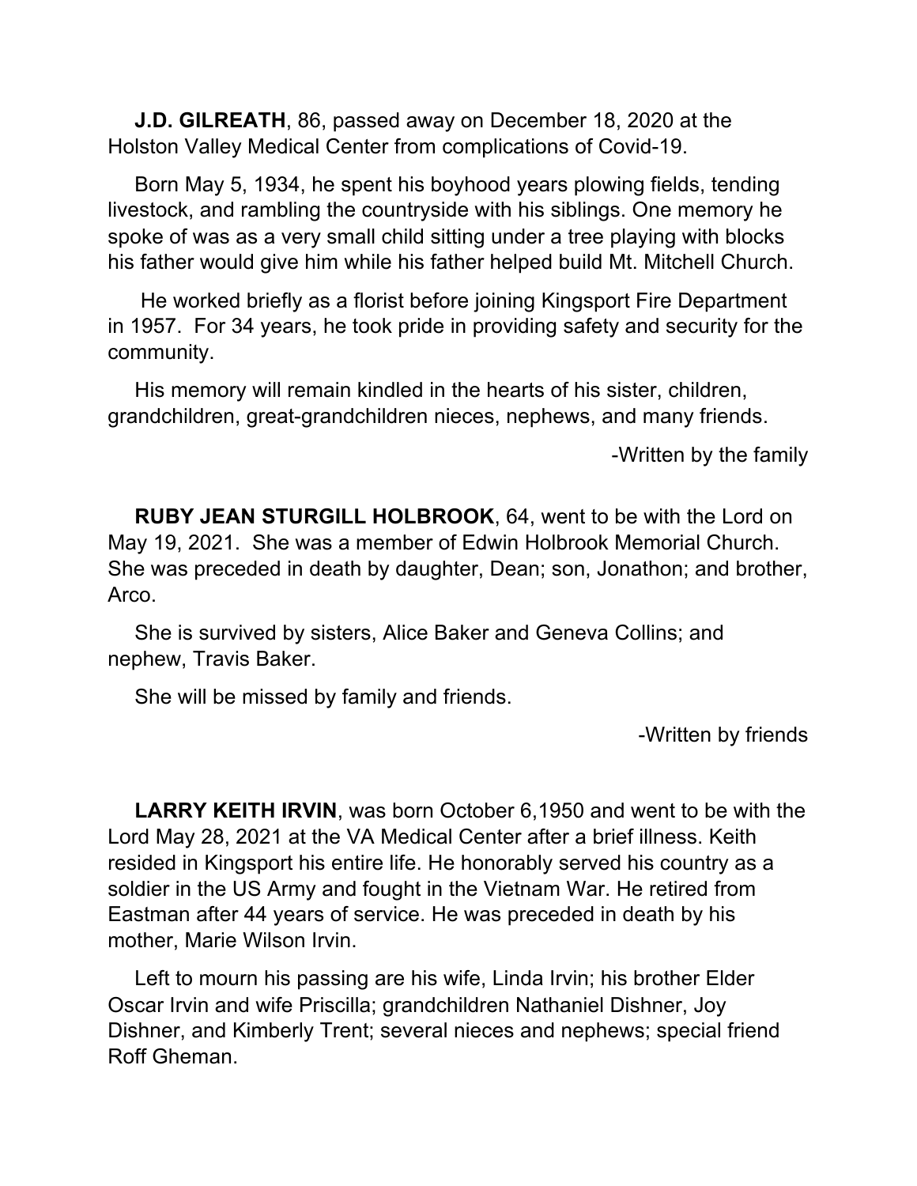**J.D. GILREATH**, 86, passed away on December 18, 2020 at the Holston Valley Medical Center from complications of Covid-19.

Born May 5, 1934, he spent his boyhood years plowing fields, tending livestock, and rambling the countryside with his siblings. One memory he spoke of was as a very small child sitting under a tree playing with blocks his father would give him while his father helped build Mt. Mitchell Church.

He worked briefly as a florist before joining Kingsport Fire Department in 1957. For 34 years, he took pride in providing safety and security for the community.

His memory will remain kindled in the hearts of his sister, children, grandchildren, great-grandchildren nieces, nephews, and many friends.

-Written by the family

**RUBY JEAN STURGILL HOLBROOK**, 64, went to be with the Lord on May 19, 2021. She was a member of Edwin Holbrook Memorial Church. She was preceded in death by daughter, Dean; son, Jonathon; and brother, Arco.

She is survived by sisters, Alice Baker and Geneva Collins; and nephew, Travis Baker.

She will be missed by family and friends.

-Written by friends

**LARRY KEITH IRVIN**, was born October 6,1950 and went to be with the Lord May 28, 2021 at the VA Medical Center after a brief illness. Keith resided in Kingsport his entire life. He honorably served his country as a soldier in the US Army and fought in the Vietnam War. He retired from Eastman after 44 years of service. He was preceded in death by his mother, Marie Wilson Irvin.

Left to mourn his passing are his wife, Linda Irvin; his brother Elder Oscar Irvin and wife Priscilla; grandchildren Nathaniel Dishner, Joy Dishner, and Kimberly Trent; several nieces and nephews; special friend Roff Gheman.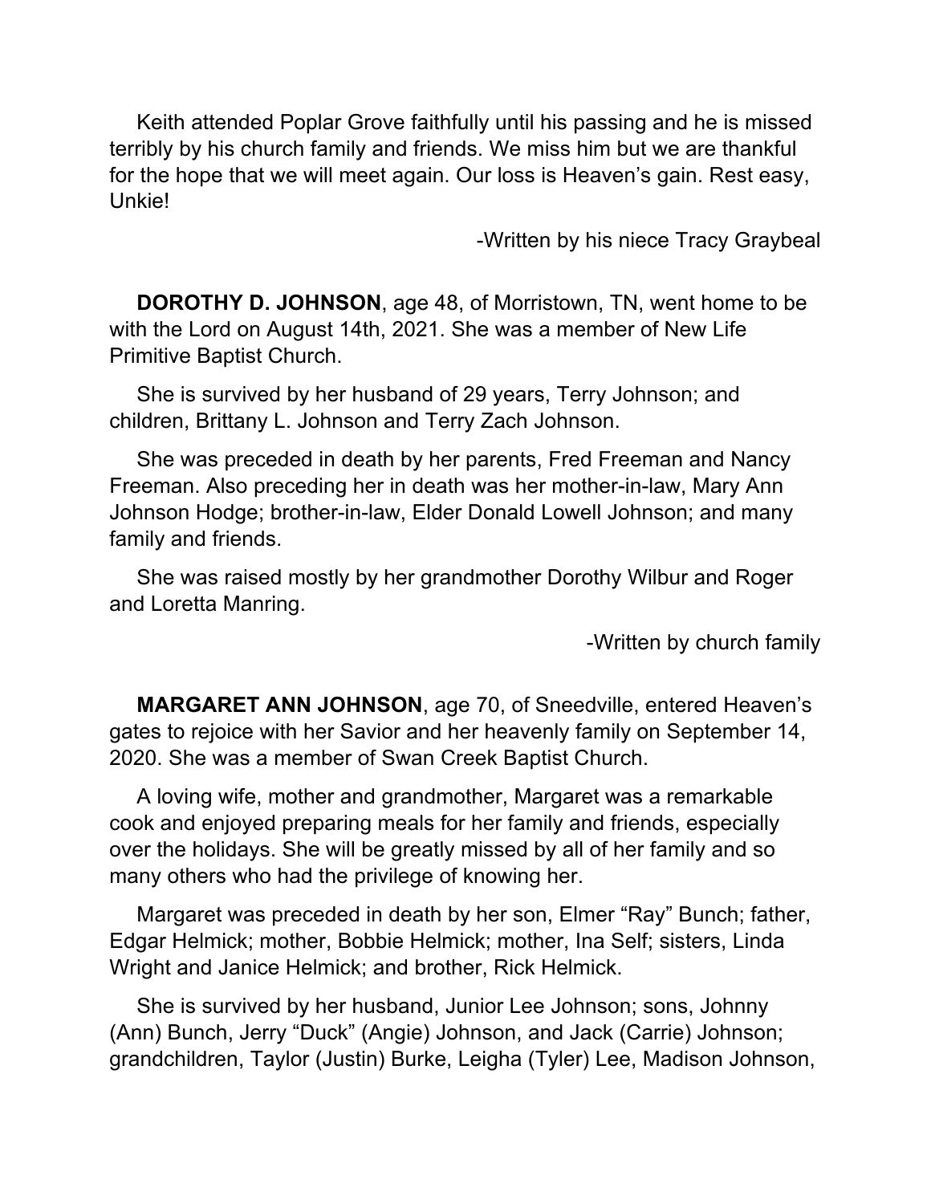Keith attended Poplar Grove faithfully until his passing and he is missed terribly by his church family and friends. We miss him but we are thankful for the hope that we will meet again. Our loss is Heaven's gain. Rest easy, Unkie!

-Written by his niece Tracy Graybeal

**DOROTHY D. JOHNSON**, age 48, of Morristown, TN, went home to be with the Lord on August 14th, 2021. She was a member of New Life Primitive Baptist Church.

She is survived by her husband of 29 years, Terry Johnson; and children, Brittany L. Johnson and Terry Zach Johnson.

She was preceded in death by her parents, Fred Freeman and Nancy Freeman. Also preceding her in death was her mother-in-law, Mary Ann Johnson Hodge; brother-in-law, Elder Donald Lowell Johnson; and many family and friends.

She was raised mostly by her grandmother Dorothy Wilbur and Roger and Loretta Manring.

-Written by church family

**MARGARET ANN JOHNSON**, age 70, of Sneedville, entered Heaven's gates to rejoice with her Savior and her heavenly family on September 14, 2020. She was a member of Swan Creek Baptist Church.

A loving wife, mother and grandmother, Margaret was a remarkable cook and enjoyed preparing meals for her family and friends, especially over the holidays. She will be greatly missed by all of her family and so many others who had the privilege of knowing her.

Margaret was preceded in death by her son, Elmer "Ray" Bunch; father, Edgar Helmick; mother, Bobbie Helmick; mother, Ina Self; sisters, Linda Wright and Janice Helmick; and brother, Rick Helmick.

She is survived by her husband, Junior Lee Johnson; sons, Johnny (Ann) Bunch, Jerry "Duck" (Angie) Johnson, and Jack (Carrie) Johnson; grandchildren, Taylor (Justin) Burke, Leigha (Tyler) Lee, Madison Johnson,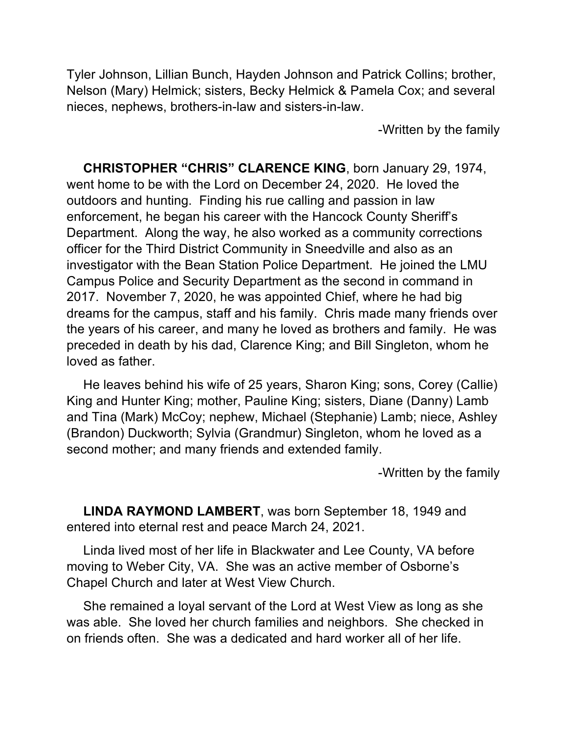Tyler Johnson, Lillian Bunch, Hayden Johnson and Patrick Collins; brother, Nelson (Mary) Helmick; sisters, Becky Helmick & Pamela Cox; and several nieces, nephews, brothers-in-law and sisters-in-law.

-Written by the family

**CHRISTOPHER "CHRIS" CLARENCE KING**, born January 29, 1974, went home to be with the Lord on December 24, 2020. He loved the outdoors and hunting. Finding his rue calling and passion in law enforcement, he began his career with the Hancock County Sheriff's Department. Along the way, he also worked as a community corrections officer for the Third District Community in Sneedville and also as an investigator with the Bean Station Police Department. He joined the LMU Campus Police and Security Department as the second in command in 2017. November 7, 2020, he was appointed Chief, where he had big dreams for the campus, staff and his family. Chris made many friends over the years of his career, and many he loved as brothers and family. He was preceded in death by his dad, Clarence King; and Bill Singleton, whom he loved as father.

He leaves behind his wife of 25 years, Sharon King; sons, Corey (Callie) King and Hunter King; mother, Pauline King; sisters, Diane (Danny) Lamb and Tina (Mark) McCoy; nephew, Michael (Stephanie) Lamb; niece, Ashley (Brandon) Duckworth; Sylvia (Grandmur) Singleton, whom he loved as a second mother; and many friends and extended family.

-Written by the family

**LINDA RAYMOND LAMBERT**, was born September 18, 1949 and entered into eternal rest and peace March 24, 2021.

Linda lived most of her life in Blackwater and Lee County, VA before moving to Weber City, VA. She was an active member of Osborne's Chapel Church and later at West View Church.

She remained a loyal servant of the Lord at West View as long as she was able. She loved her church families and neighbors. She checked in on friends often. She was a dedicated and hard worker all of her life.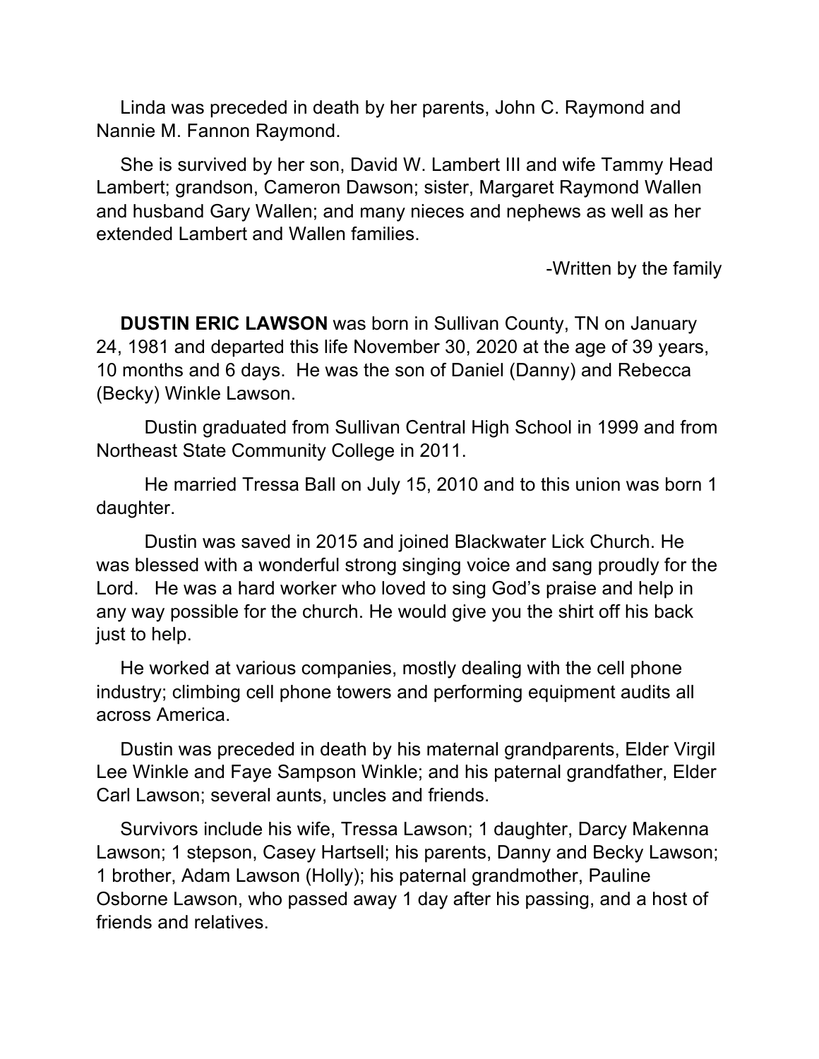Linda was preceded in death by her parents, John C. Raymond and Nannie M. Fannon Raymond.

She is survived by her son, David W. Lambert III and wife Tammy Head Lambert; grandson, Cameron Dawson; sister, Margaret Raymond Wallen and husband Gary Wallen; and many nieces and nephews as well as her extended Lambert and Wallen families.

-Written by the family

**DUSTIN ERIC LAWSON** was born in Sullivan County, TN on January 24, 1981 and departed this life November 30, 2020 at the age of 39 years, 10 months and 6 days. He was the son of Daniel (Danny) and Rebecca (Becky) Winkle Lawson.

Dustin graduated from Sullivan Central High School in 1999 and from Northeast State Community College in 2011.

He married Tressa Ball on July 15, 2010 and to this union was born 1 daughter.

Dustin was saved in 2015 and joined Blackwater Lick Church. He was blessed with a wonderful strong singing voice and sang proudly for the Lord. He was a hard worker who loved to sing God's praise and help in any way possible for the church. He would give you the shirt off his back just to help.

He worked at various companies, mostly dealing with the cell phone industry; climbing cell phone towers and performing equipment audits all across America.

Dustin was preceded in death by his maternal grandparents, Elder Virgil Lee Winkle and Faye Sampson Winkle; and his paternal grandfather, Elder Carl Lawson; several aunts, uncles and friends.

Survivors include his wife, Tressa Lawson; 1 daughter, Darcy Makenna Lawson; 1 stepson, Casey Hartsell; his parents, Danny and Becky Lawson; 1 brother, Adam Lawson (Holly); his paternal grandmother, Pauline Osborne Lawson, who passed away 1 day after his passing, and a host of friends and relatives.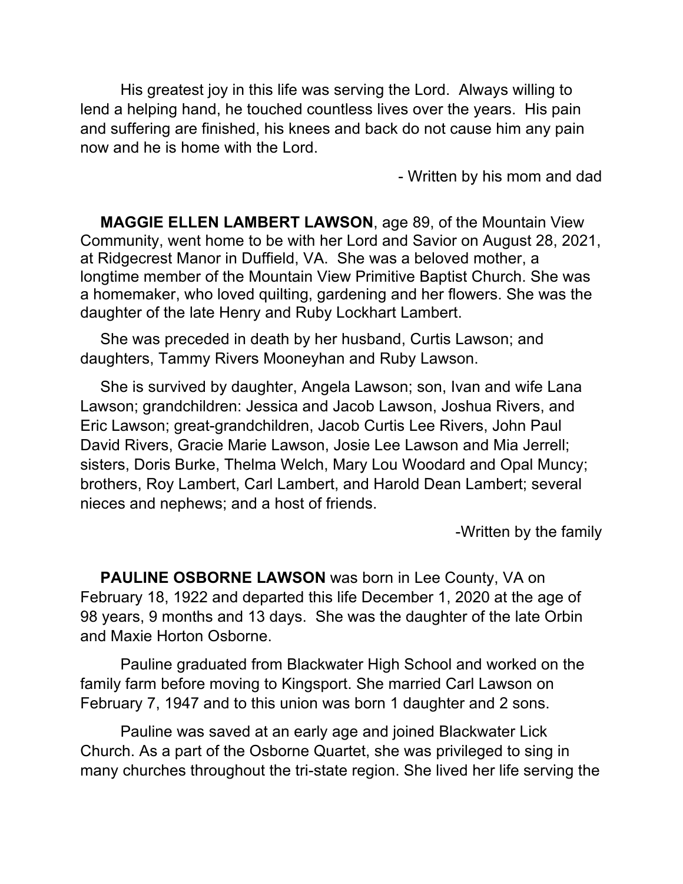His greatest joy in this life was serving the Lord. Always willing to lend a helping hand, he touched countless lives over the years. His pain and suffering are finished, his knees and back do not cause him any pain now and he is home with the Lord.

- Written by his mom and dad

**MAGGIE ELLEN LAMBERT LAWSON**, age 89, of the Mountain View Community, went home to be with her Lord and Savior on August 28, 2021, at Ridgecrest Manor in Duffield, VA. She was a beloved mother, a longtime member of the Mountain View Primitive Baptist Church. She was a homemaker, who loved quilting, gardening and her flowers. She was the daughter of the late Henry and Ruby Lockhart Lambert.

She was preceded in death by her husband, Curtis Lawson; and daughters, Tammy Rivers Mooneyhan and Ruby Lawson.

She is survived by daughter, Angela Lawson; son, Ivan and wife Lana Lawson; grandchildren: Jessica and Jacob Lawson, Joshua Rivers, and Eric Lawson; great-grandchildren, Jacob Curtis Lee Rivers, John Paul David Rivers, Gracie Marie Lawson, Josie Lee Lawson and Mia Jerrell; sisters, Doris Burke, Thelma Welch, Mary Lou Woodard and Opal Muncy; brothers, Roy Lambert, Carl Lambert, and Harold Dean Lambert; several nieces and nephews; and a host of friends.

-Written by the family

**PAULINE OSBORNE LAWSON** was born in Lee County, VA on February 18, 1922 and departed this life December 1, 2020 at the age of 98 years, 9 months and 13 days. She was the daughter of the late Orbin and Maxie Horton Osborne.

Pauline graduated from Blackwater High School and worked on the family farm before moving to Kingsport. She married Carl Lawson on February 7, 1947 and to this union was born 1 daughter and 2 sons.

Pauline was saved at an early age and joined Blackwater Lick Church. As a part of the Osborne Quartet, she was privileged to sing in many churches throughout the tri-state region. She lived her life serving the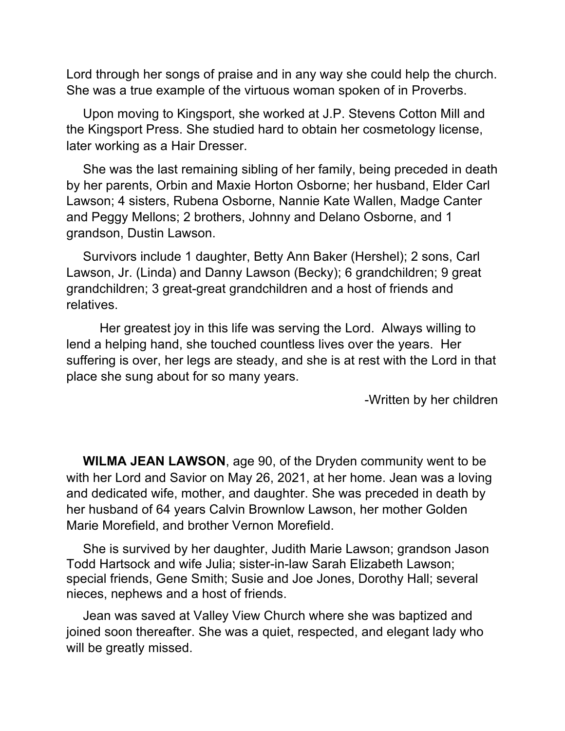Lord through her songs of praise and in any way she could help the church. She was a true example of the virtuous woman spoken of in Proverbs.

Upon moving to Kingsport, she worked at J.P. Stevens Cotton Mill and the Kingsport Press. She studied hard to obtain her cosmetology license, later working as a Hair Dresser.

She was the last remaining sibling of her family, being preceded in death by her parents, Orbin and Maxie Horton Osborne; her husband, Elder Carl Lawson; 4 sisters, Rubena Osborne, Nannie Kate Wallen, Madge Canter and Peggy Mellons; 2 brothers, Johnny and Delano Osborne, and 1 grandson, Dustin Lawson.

Survivors include 1 daughter, Betty Ann Baker (Hershel); 2 sons, Carl Lawson, Jr. (Linda) and Danny Lawson (Becky); 6 grandchildren; 9 great grandchildren; 3 great-great grandchildren and a host of friends and relatives.

Her greatest joy in this life was serving the Lord. Always willing to lend a helping hand, she touched countless lives over the years. Her suffering is over, her legs are steady, and she is at rest with the Lord in that place she sung about for so many years.

-Written by her children

**WILMA JEAN LAWSON**, age 90, of the Dryden community went to be with her Lord and Savior on May 26, 2021, at her home. Jean was a loving and dedicated wife, mother, and daughter. She was preceded in death by her husband of 64 years Calvin Brownlow Lawson, her mother Golden Marie Morefield, and brother Vernon Morefield.

She is survived by her daughter, Judith Marie Lawson; grandson Jason Todd Hartsock and wife Julia; sister-in-law Sarah Elizabeth Lawson; special friends, Gene Smith; Susie and Joe Jones, Dorothy Hall; several nieces, nephews and a host of friends.

Jean was saved at Valley View Church where she was baptized and joined soon thereafter. She was a quiet, respected, and elegant lady who will be greatly missed.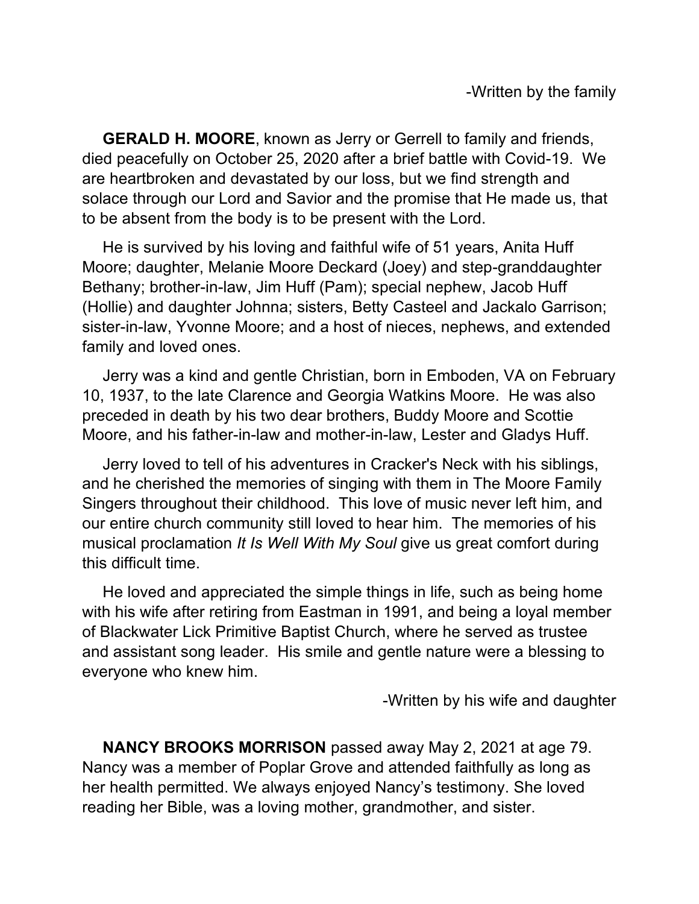-Written by the family

**GERALD H. MOORE**, known as Jerry or Gerrell to family and friends, died peacefully on October 25, 2020 after a brief battle with Covid-19. We are heartbroken and devastated by our loss, but we find strength and solace through our Lord and Savior and the promise that He made us, that to be absent from the body is to be present with the Lord.

He is survived by his loving and faithful wife of 51 years, Anita Huff Moore; daughter, Melanie Moore Deckard (Joey) and step-granddaughter Bethany; brother-in-law, Jim Huff (Pam); special nephew, Jacob Huff (Hollie) and daughter Johnna; sisters, Betty Casteel and Jackalo Garrison; sister-in-law, Yvonne Moore; and a host of nieces, nephews, and extended family and loved ones.

Jerry was a kind and gentle Christian, born in Emboden, VA on February 10, 1937, to the late Clarence and Georgia Watkins Moore. He was also preceded in death by his two dear brothers, Buddy Moore and Scottie Moore, and his father-in-law and mother-in-law, Lester and Gladys Huff.

Jerry loved to tell of his adventures in Cracker's Neck with his siblings, and he cherished the memories of singing with them in The Moore Family Singers throughout their childhood. This love of music never left him, and our entire church community still loved to hear him. The memories of his musical proclamation *It Is Well With My Soul* give us great comfort during this difficult time.

He loved and appreciated the simple things in life, such as being home with his wife after retiring from Eastman in 1991, and being a loyal member of Blackwater Lick Primitive Baptist Church, where he served as trustee and assistant song leader. His smile and gentle nature were a blessing to everyone who knew him.

-Written by his wife and daughter

**NANCY BROOKS MORRISON** passed away May 2, 2021 at age 79. Nancy was a member of Poplar Grove and attended faithfully as long as her health permitted. We always enjoyed Nancy's testimony. She loved reading her Bible, was a loving mother, grandmother, and sister.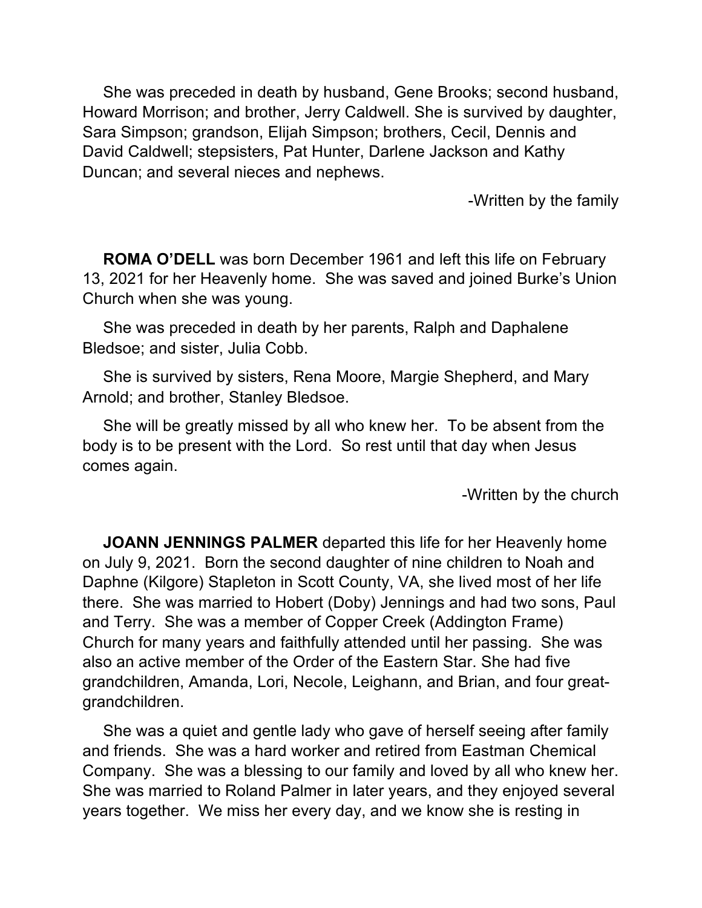She was preceded in death by husband, Gene Brooks; second husband, Howard Morrison; and brother, Jerry Caldwell. She is survived by daughter, Sara Simpson; grandson, Elijah Simpson; brothers, Cecil, Dennis and David Caldwell; stepsisters, Pat Hunter, Darlene Jackson and Kathy Duncan; and several nieces and nephews.

-Written by the family

**ROMA O'DELL** was born December 1961 and left this life on February 13, 2021 for her Heavenly home. She was saved and joined Burke's Union Church when she was young.

She was preceded in death by her parents, Ralph and Daphalene Bledsoe; and sister, Julia Cobb.

She is survived by sisters, Rena Moore, Margie Shepherd, and Mary Arnold; and brother, Stanley Bledsoe.

She will be greatly missed by all who knew her. To be absent from the body is to be present with the Lord. So rest until that day when Jesus comes again.

-Written by the church

**JOANN JENNINGS PALMER** departed this life for her Heavenly home on July 9, 2021. Born the second daughter of nine children to Noah and Daphne (Kilgore) Stapleton in Scott County, VA, she lived most of her life there. She was married to Hobert (Doby) Jennings and had two sons, Paul and Terry. She was a member of Copper Creek (Addington Frame) Church for many years and faithfully attended until her passing. She was also an active member of the Order of the Eastern Star. She had five grandchildren, Amanda, Lori, Necole, Leighann, and Brian, and four great-grandchildren.

She was a quiet and gentle lady who gave of herself seeing after family and friends. She was a hard worker and retired from Eastman Chemical Company. She was a blessing to our family and loved by all who knew her. She was married to Roland Palmer in later years, and they enjoyed several years together. We miss her every day, and we know she is resting in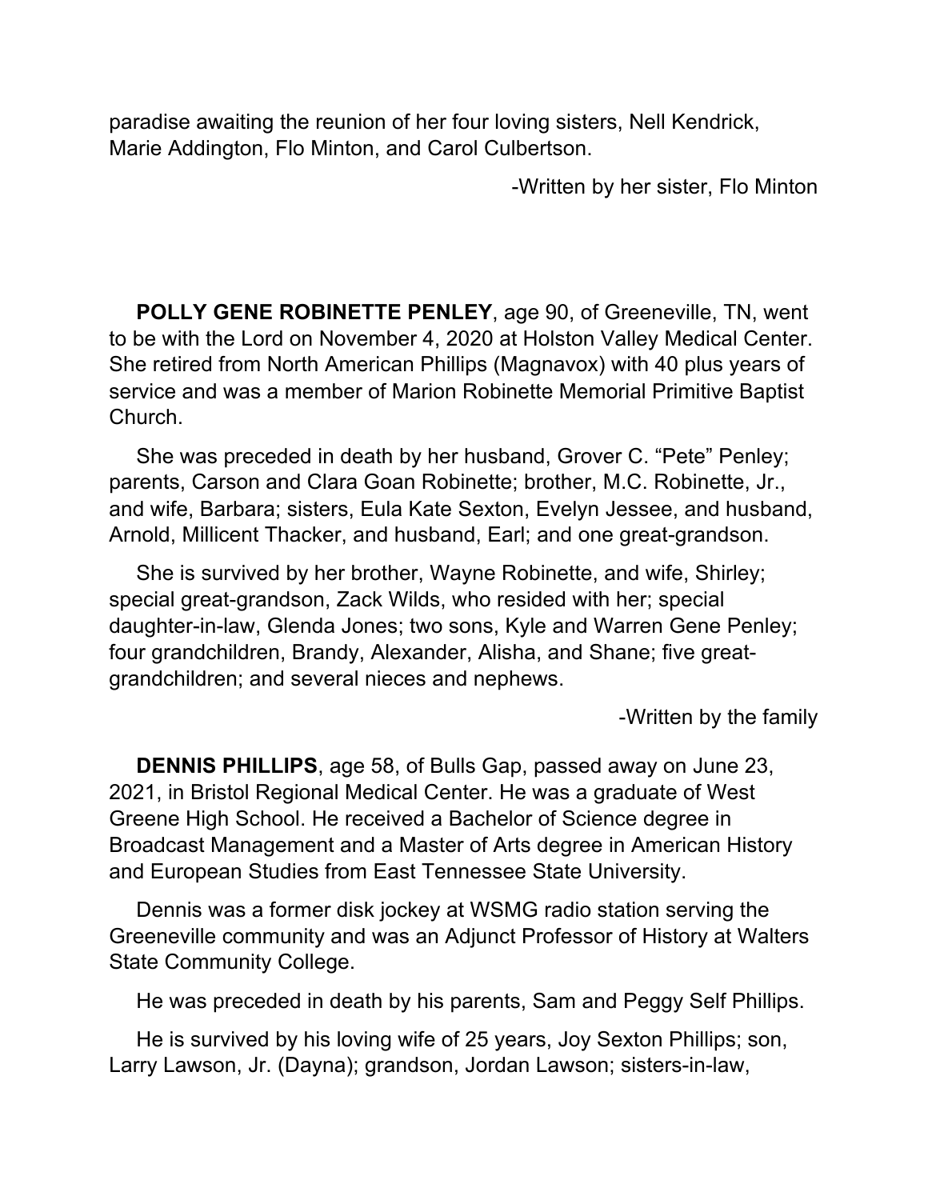paradise awaiting the reunion of her four loving sisters, Nell Kendrick, Marie Addington, Flo Minton, and Carol Culbertson.

-Written by her sister, Flo Minton

**POLLY GENE ROBINETTE PENLEY**, age 90, of Greeneville, TN, went to be with the Lord on November 4, 2020 at Holston Valley Medical Center. She retired from North American Phillips (Magnavox) with 40 plus years of service and was a member of Marion Robinette Memorial Primitive Baptist Church.

She was preceded in death by her husband, Grover C. "Pete" Penley; parents, Carson and Clara Goan Robinette; brother, M.C. Robinette, Jr., and wife, Barbara; sisters, Eula Kate Sexton, Evelyn Jessee, and husband, Arnold, Millicent Thacker, and husband, Earl; and one great-grandson.

She is survived by her brother, Wayne Robinette, and wife, Shirley; special great-grandson, Zack Wilds, who resided with her; special daughter-in-law, Glenda Jones; two sons, Kyle and Warren Gene Penley; four grandchildren, Brandy, Alexander, Alisha, and Shane; five great-grandchildren; and several nieces and nephews.

-Written by the family

**DENNIS PHILLIPS**, age 58, of Bulls Gap, passed away on June 23, 2021, in Bristol Regional Medical Center. He was a graduate of West Greene High School. He received a Bachelor of Science degree in Broadcast Management and a Master of Arts degree in American History and European Studies from East Tennessee State University.

Dennis was a former disk jockey at WSMG radio station serving the Greeneville community and was an Adjunct Professor of History at Walters State Community College.

He was preceded in death by his parents, Sam and Peggy Self Phillips.

He is survived by his loving wife of 25 years, Joy Sexton Phillips; son, Larry Lawson, Jr. (Dayna); grandson, Jordan Lawson; sisters-in-law,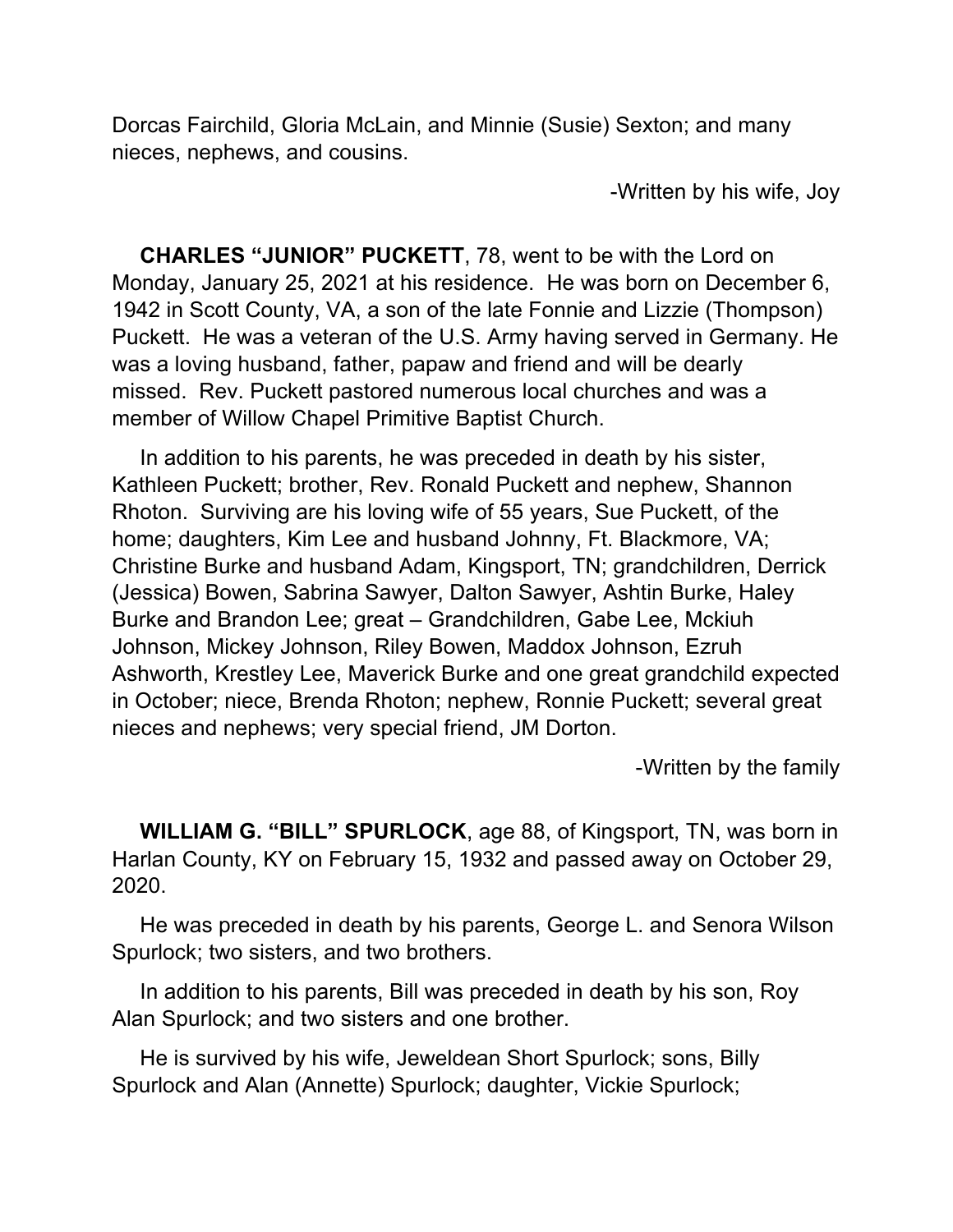Dorcas Fairchild, Gloria McLain, and Minnie (Susie) Sexton; and many nieces, nephews, and cousins.

-Written by his wife, Joy

**CHARLES "JUNIOR" PUCKETT**, 78, went to be with the Lord on Monday, January 25, 2021 at his residence. He was born on December 6, 1942 in Scott County, VA, a son of the late Fonnie and Lizzie (Thompson) Puckett. He was a veteran of the U.S. Army having served in Germany. He was a loving husband, father, papaw and friend and will be dearly missed. Rev. Puckett pastored numerous local churches and was a member of Willow Chapel Primitive Baptist Church.

In addition to his parents, he was preceded in death by his sister, Kathleen Puckett; brother, Rev. Ronald Puckett and nephew, Shannon Rhoton. Surviving are his loving wife of 55 years, Sue Puckett, of the home; daughters, Kim Lee and husband Johnny, Ft. Blackmore, VA; Christine Burke and husband Adam, Kingsport, TN; grandchildren, Derrick (Jessica) Bowen, Sabrina Sawyer, Dalton Sawyer, Ashtin Burke, Haley Burke and Brandon Lee; great – Grandchildren, Gabe Lee, Mckiuh Johnson, Mickey Johnson, Riley Bowen, Maddox Johnson, Ezruh Ashworth, Krestley Lee, Maverick Burke and one great grandchild expected in October; niece, Brenda Rhoton; nephew, Ronnie Puckett; several great nieces and nephews; very special friend, JM Dorton.

-Written by the family

**WILLIAM G. "BILL" SPURLOCK**, age 88, of Kingsport, TN, was born in Harlan County, KY on February 15, 1932 and passed away on October 29, 2020.

He was preceded in death by his parents, George L. and Senora Wilson Spurlock; two sisters, and two brothers.

In addition to his parents, Bill was preceded in death by his son, Roy Alan Spurlock; and two sisters and one brother.

He is survived by his wife, Jeweldean Short Spurlock; sons, Billy Spurlock and Alan (Annette) Spurlock; daughter, Vickie Spurlock;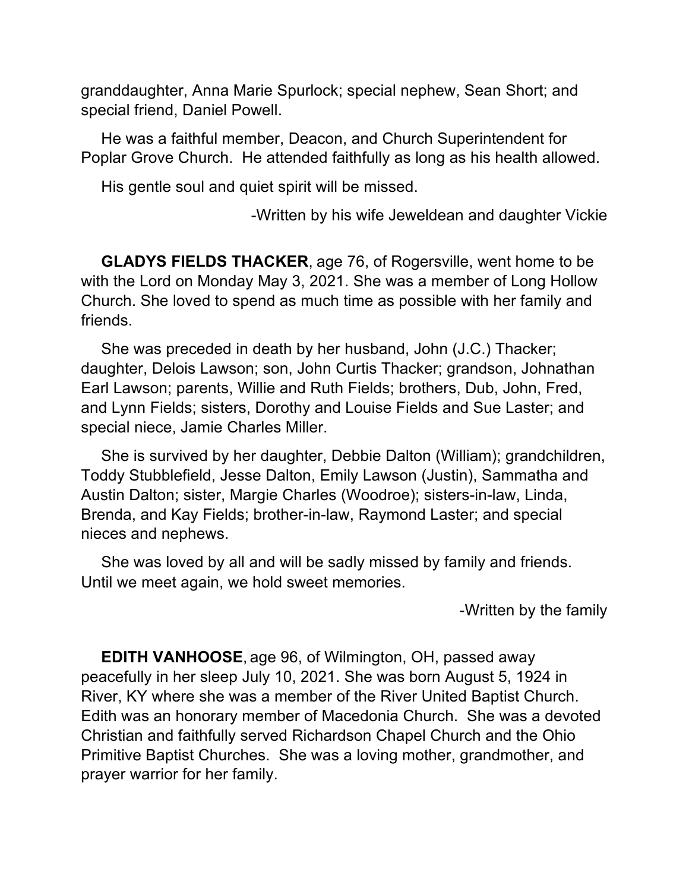granddaughter, Anna Marie Spurlock; special nephew, Sean Short; and special friend, Daniel Powell.

He was a faithful member, Deacon, and Church Superintendent for Poplar Grove Church. He attended faithfully as long as his health allowed.

His gentle soul and quiet spirit will be missed.

-Written by his wife Jeweldean and daughter Vickie

**GLADYS FIELDS THACKER**, age 76, of Rogersville, went home to be with the Lord on Monday May 3, 2021. She was a member of Long Hollow Church. She loved to spend as much time as possible with her family and friends.

She was preceded in death by her husband, John (J.C.) Thacker; daughter, Delois Lawson; son, John Curtis Thacker; grandson, Johnathan Earl Lawson; parents, Willie and Ruth Fields; brothers, Dub, John, Fred, and Lynn Fields; sisters, Dorothy and Louise Fields and Sue Laster; and special niece, Jamie Charles Miller.

She is survived by her daughter, Debbie Dalton (William); grandchildren, Toddy Stubblefield, Jesse Dalton, Emily Lawson (Justin), Sammatha and Austin Dalton; sister, Margie Charles (Woodroe); sisters-in-law, Linda, Brenda, and Kay Fields; brother-in-law, Raymond Laster; and special nieces and nephews.

She was loved by all and will be sadly missed by family and friends. Until we meet again, we hold sweet memories.

-Written by the family

**EDITH VANHOOSE**, age 96, of Wilmington, OH, passed away peacefully in her sleep July 10, 2021. She was born August 5, 1924 in River, KY where she was a member of the River United Baptist Church. Edith was an honorary member of Macedonia Church. She was a devoted Christian and faithfully served Richardson Chapel Church and the Ohio Primitive Baptist Churches. She was a loving mother, grandmother, and prayer warrior for her family.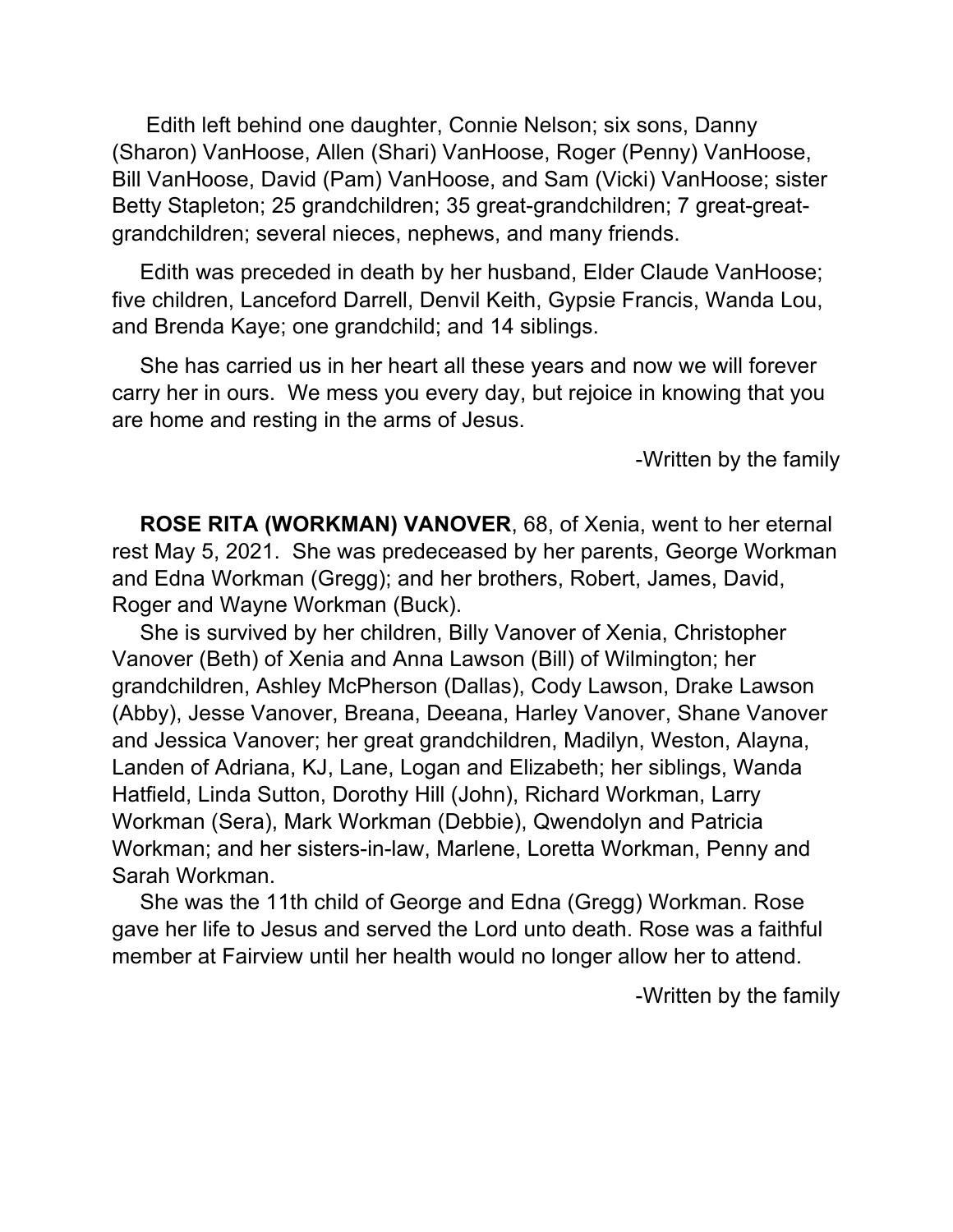Edith left behind one daughter, Connie Nelson; six sons, Danny (Sharon) VanHoose, Allen (Shari) VanHoose, Roger (Penny) VanHoose, Bill VanHoose, David (Pam) VanHoose, and Sam (Vicki) VanHoose; sister Betty Stapleton; 25 grandchildren; 35 great-grandchildren; 7 great-great-grandchildren; several nieces, nephews, and many friends.

Edith was preceded in death by her husband, Elder Claude VanHoose; five children, Lanceford Darrell, Denvil Keith, Gypsie Francis, Wanda Lou, and Brenda Kaye; one grandchild; and 14 siblings.

She has carried us in her heart all these years and now we will forever carry her in ours. We mess you every day, but rejoice in knowing that you are home and resting in the arms of Jesus.

-Written by the family

**ROSE RITA (WORKMAN) VANOVER**, 68, of Xenia, went to her eternal rest May 5, 2021. She was predeceased by her parents, George Workman and Edna Workman (Gregg); and her brothers, Robert, James, David, Roger and Wayne Workman (Buck).

She is survived by her children, Billy Vanover of Xenia, Christopher Vanover (Beth) of Xenia and Anna Lawson (Bill) of Wilmington; her grandchildren, Ashley McPherson (Dallas), Cody Lawson, Drake Lawson (Abby), Jesse Vanover, Breana, Deeana, Harley Vanover, Shane Vanover and Jessica Vanover; her great grandchildren, Madilyn, Weston, Alayna, Landen of Adriana, KJ, Lane, Logan and Elizabeth; her siblings, Wanda Hatfield, Linda Sutton, Dorothy Hill (John), Richard Workman, Larry Workman (Sera), Mark Workman (Debbie), Qwendolyn and Patricia Workman; and her sisters-in-law, Marlene, Loretta Workman, Penny and Sarah Workman.

She was the 11th child of George and Edna (Gregg) Workman. Rose gave her life to Jesus and served the Lord unto death. Rose was a faithful member at Fairview until her health would no longer allow her to attend.

-Written by the family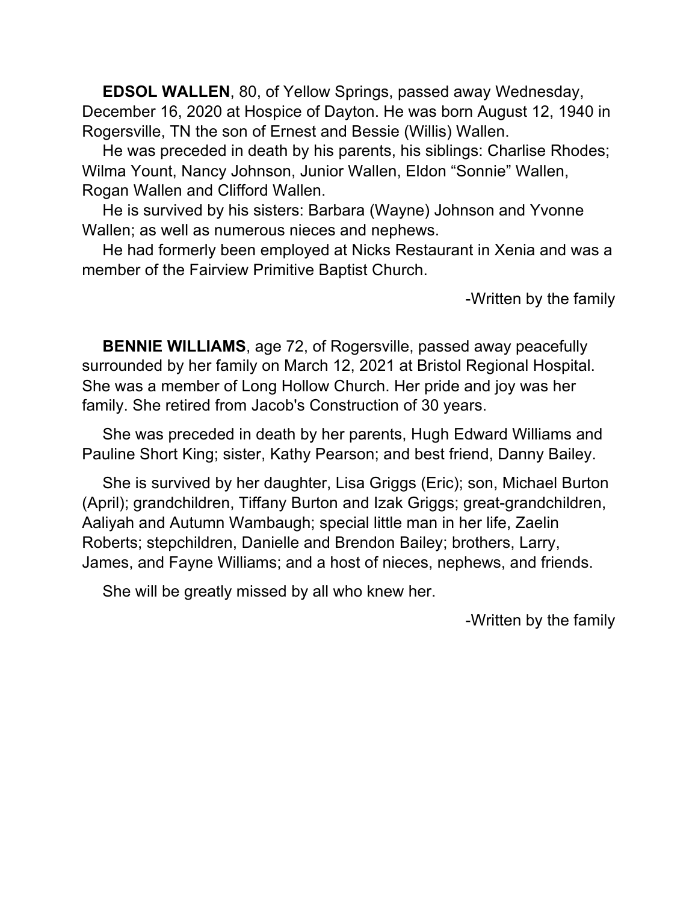**EDSOL WALLEN**, 80, of Yellow Springs, passed away Wednesday, December 16, 2020 at Hospice of Dayton. He was born August 12, 1940 in Rogersville, TN the son of Ernest and Bessie (Willis) Wallen.

He was preceded in death by his parents, his siblings: Charlise Rhodes; Wilma Yount, Nancy Johnson, Junior Wallen, Eldon "Sonnie" Wallen, Rogan Wallen and Clifford Wallen.

He is survived by his sisters: Barbara (Wayne) Johnson and Yvonne Wallen; as well as numerous nieces and nephews.

He had formerly been employed at Nicks Restaurant in Xenia and was a member of the Fairview Primitive Baptist Church.

-Written by the family

**BENNIE WILLIAMS**, age 72, of Rogersville, passed away peacefully surrounded by her family on March 12, 2021 at Bristol Regional Hospital. She was a member of Long Hollow Church. Her pride and joy was her family. She retired from Jacob's Construction of 30 years.

She was preceded in death by her parents, Hugh Edward Williams and Pauline Short King; sister, Kathy Pearson; and best friend, Danny Bailey.

She is survived by her daughter, Lisa Griggs (Eric); son, Michael Burton (April); grandchildren, Tiffany Burton and Izak Griggs; great-grandchildren, Aaliyah and Autumn Wambaugh; special little man in her life, Zaelin Roberts; stepchildren, Danielle and Brendon Bailey; brothers, Larry, James, and Fayne Williams; and a host of nieces, nephews, and friends.

She will be greatly missed by all who knew her.

-Written by the family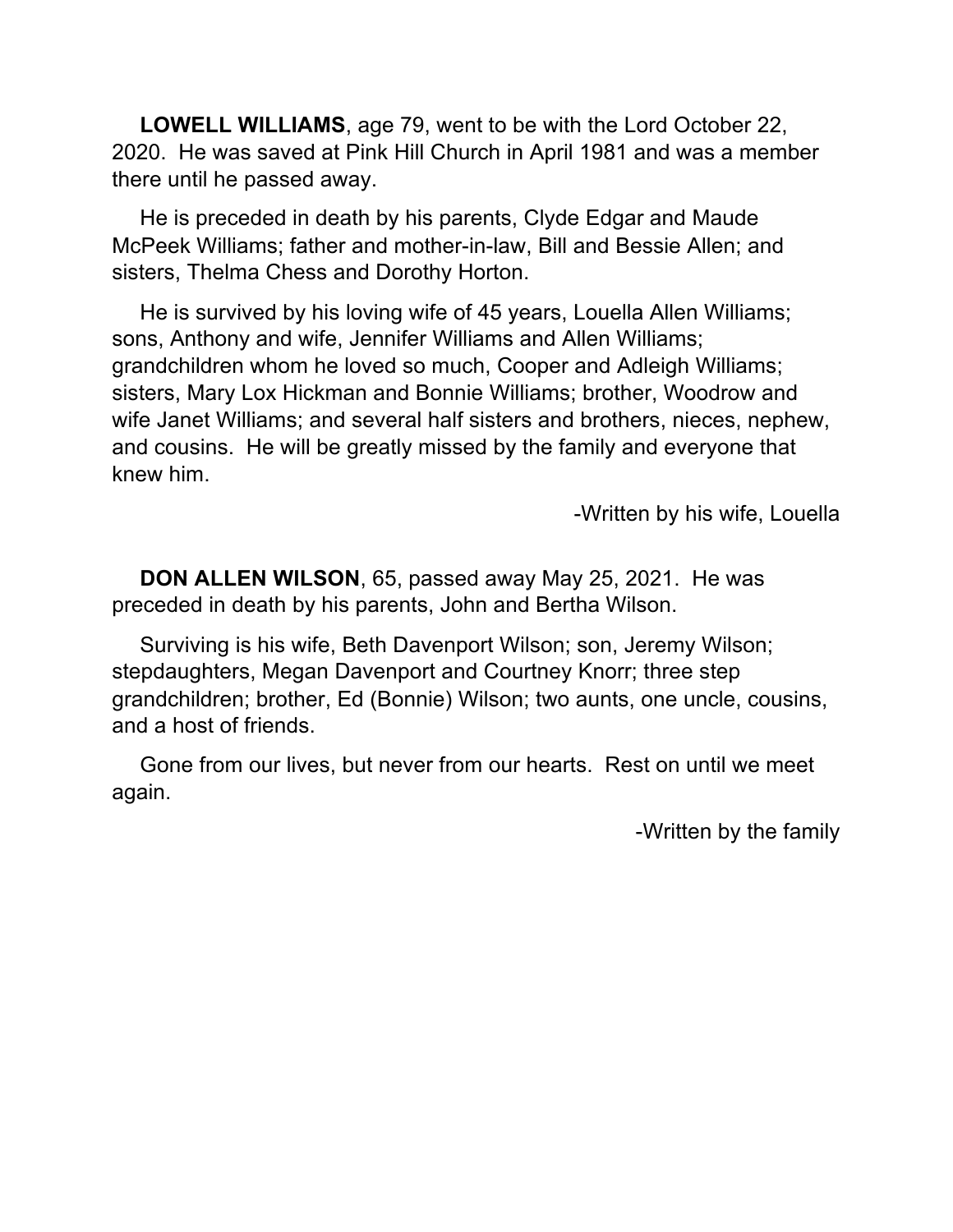**LOWELL WILLIAMS**, age 79, went to be with the Lord October 22, 2020. He was saved at Pink Hill Church in April 1981 and was a member there until he passed away.

He is preceded in death by his parents, Clyde Edgar and Maude McPeek Williams; father and mother-in-law, Bill and Bessie Allen; and sisters, Thelma Chess and Dorothy Horton.

He is survived by his loving wife of 45 years, Louella Allen Williams; sons, Anthony and wife, Jennifer Williams and Allen Williams; grandchildren whom he loved so much, Cooper and Adleigh Williams; sisters, Mary Lox Hickman and Bonnie Williams; brother, Woodrow and wife Janet Williams; and several half sisters and brothers, nieces, nephew, and cousins. He will be greatly missed by the family and everyone that knew him.

-Written by his wife, Louella

**DON ALLEN WILSON**, 65, passed away May 25, 2021. He was preceded in death by his parents, John and Bertha Wilson.

Surviving is his wife, Beth Davenport Wilson; son, Jeremy Wilson; stepdaughters, Megan Davenport and Courtney Knorr; three step grandchildren; brother, Ed (Bonnie) Wilson; two aunts, one uncle, cousins, and a host of friends.

Gone from our lives, but never from our hearts. Rest on until we meet again.

-Written by the family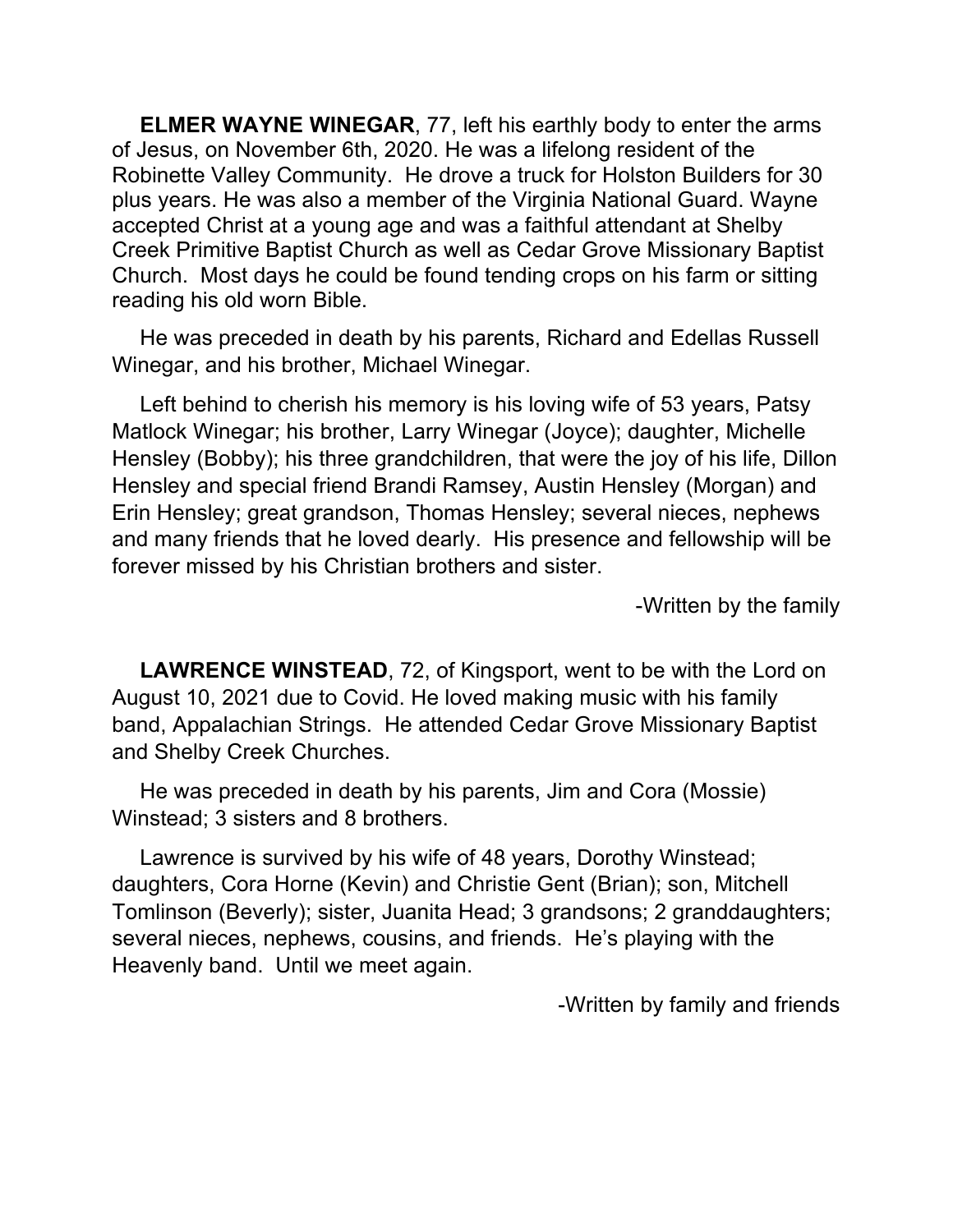**ELMER WAYNE WINEGAR**, 77, left his earthly body to enter the arms of Jesus, on November 6th, 2020. He was a lifelong resident of the Robinette Valley Community. He drove a truck for Holston Builders for 30 plus years. He was also a member of the Virginia National Guard. Wayne accepted Christ at a young age and was a faithful attendant at Shelby Creek Primitive Baptist Church as well as Cedar Grove Missionary Baptist Church. Most days he could be found tending crops on his farm or sitting reading his old worn Bible.

He was preceded in death by his parents, Richard and Edellas Russell Winegar, and his brother, Michael Winegar.

Left behind to cherish his memory is his loving wife of 53 years, Patsy Matlock Winegar; his brother, Larry Winegar (Joyce); daughter, Michelle Hensley (Bobby); his three grandchildren, that were the joy of his life, Dillon Hensley and special friend Brandi Ramsey, Austin Hensley (Morgan) and Erin Hensley; great grandson, Thomas Hensley; several nieces, nephews and many friends that he loved dearly. His presence and fellowship will be forever missed by his Christian brothers and sister.

-Written by the family

**LAWRENCE WINSTEAD**, 72, of Kingsport, went to be with the Lord on August 10, 2021 due to Covid. He loved making music with his family band, Appalachian Strings. He attended Cedar Grove Missionary Baptist and Shelby Creek Churches.

He was preceded in death by his parents, Jim and Cora (Mossie) Winstead; 3 sisters and 8 brothers.

Lawrence is survived by his wife of 48 years, Dorothy Winstead; daughters, Cora Horne (Kevin) and Christie Gent (Brian); son, Mitchell Tomlinson (Beverly); sister, Juanita Head; 3 grandsons; 2 granddaughters; several nieces, nephews, cousins, and friends. He's playing with the Heavenly band. Until we meet again.

-Written by family and friends